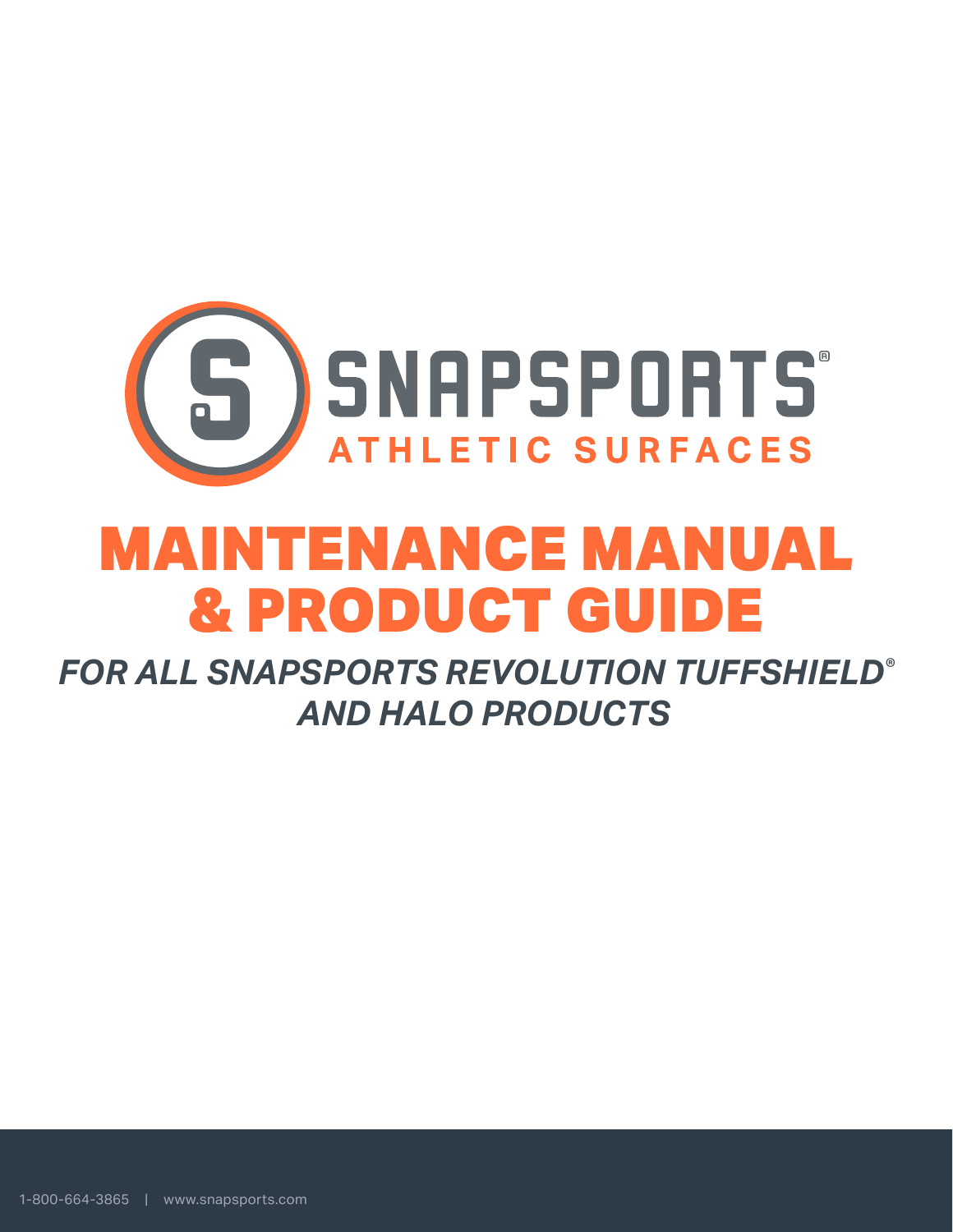# SNAPSPORTS®

ATHLETIC SURFACES

# MAINTENANCE MANUAL & PRODUCT GUIDE

## *FOR ALL SNAPSPORTS REVOLUTION TUFFSHIELD® AND HALO PRODUCTS*

1-800-664-3865 | www.snapsports.com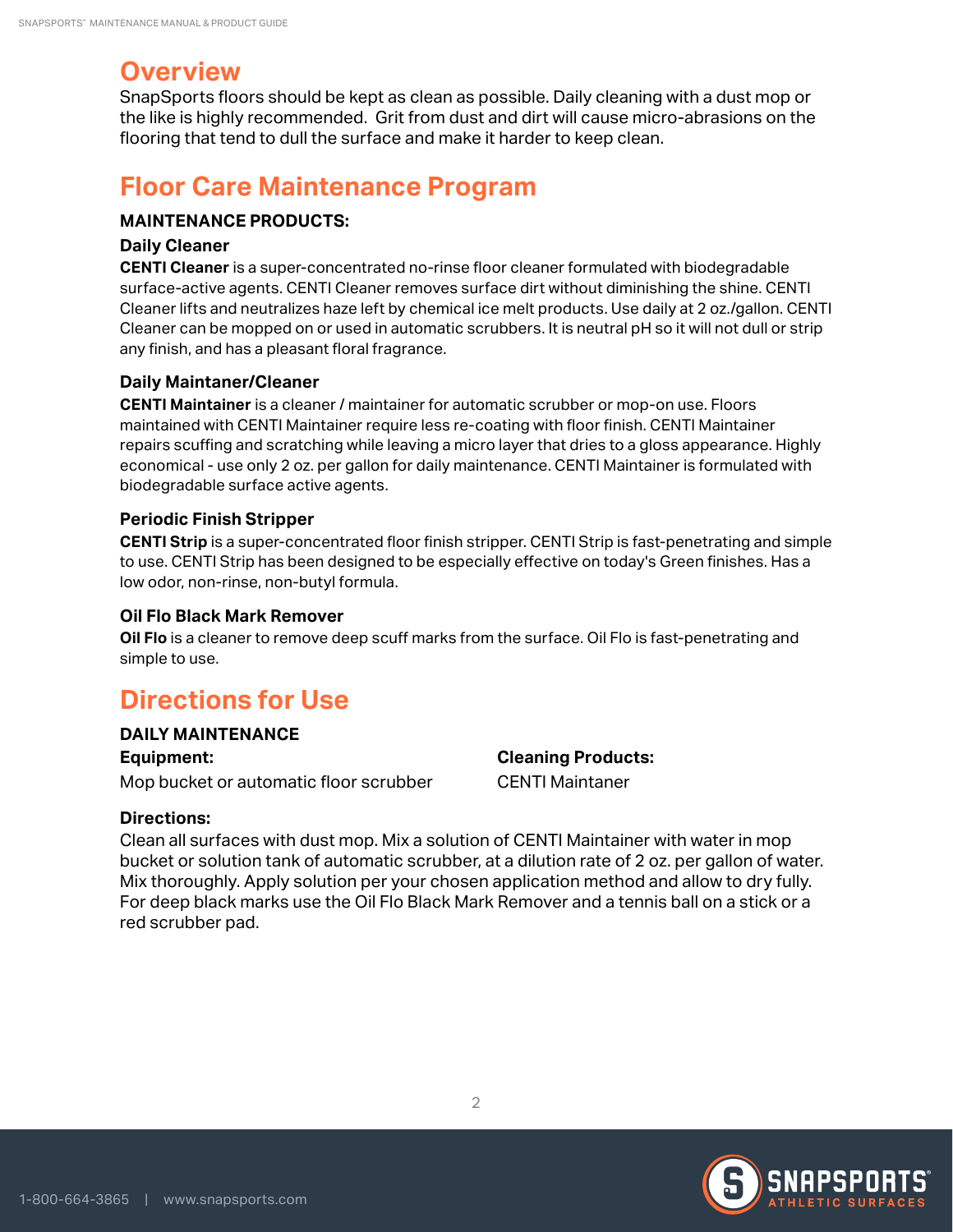## Overview

SnapSports floors should be kept as clean as possible. Daily cleaning with a dust mop or the like is highly recommended. Grit from dust and dirt will cause micro-abrasions on the flooring that tend to dull the surface and make it harder to keep clean.

## Floor Care Maintenance Program

**MAINTENANCE PRODUCTS:**

**Daily Cleaner**

**CENTI Cleaner** is a super-concentrated no-rinse floor cleaner formulated with biodegradable surface-active agents. CENTI Cleaner removes surface dirt without diminishing the shine. CENTI Cleaner lifts and neutralizes haze left by chemical ice melt products. Use daily at 2 oz./gallon. CENTI Cleaner can be mopped on or used in automatic scrubbers. It is neutral pH so it will not dull or strip any finish, and has a pleasant floral fragrance.

**Daily Maintaner/Cleaner**

**CENTI Maintainer** is a cleaner / maintainer for automatic scrubber or mop-on use. Floors maintained with CENTI Maintainer require less re-coating with floor finish. CENTI Maintainer repairs scuffing and scratching while leaving a micro layer that dries to a gloss appearance. Highly economical - use only 2 oz. per gallon for daily maintenance. CENTI Maintainer is formulated with biodegradable surface active agents.

**Periodic Finish Stripper**

**CENTI Strip** is a super-concentrated floor finish stripper. CENTI Strip is fast-penetrating and simple to use. CENTI Strip has been designed to be especially effective on today's Green finishes. Has a low odor, non-rinse, non-butyl formula.

**Oil Flo Black Mark Remover**

**Oil Flo** is a cleaner to remove deep scuff marks from the surface. Oil Flo is fast-penetrating and simple to use.

## Directions for Use

**DAILY MAINTENANCE**

**Equipment:**

Mop bucket or automatic floor scrubber

**Cleaning Products:**

CENTI Maintaner

**Directions:**

Clean all surfaces with dust mop. Mix a solution of CENTI Maintainer with water in mop bucket or solution tank of automatic scrubber, at a dilution rate of 2 oz. per gallon of water. Mix thoroughly. Apply solution per your chosen application method and allow to dry fully. For deep black marks use the Oil Flo Black Mark Remover and a tennis ball on a stick or a red scrubber pad.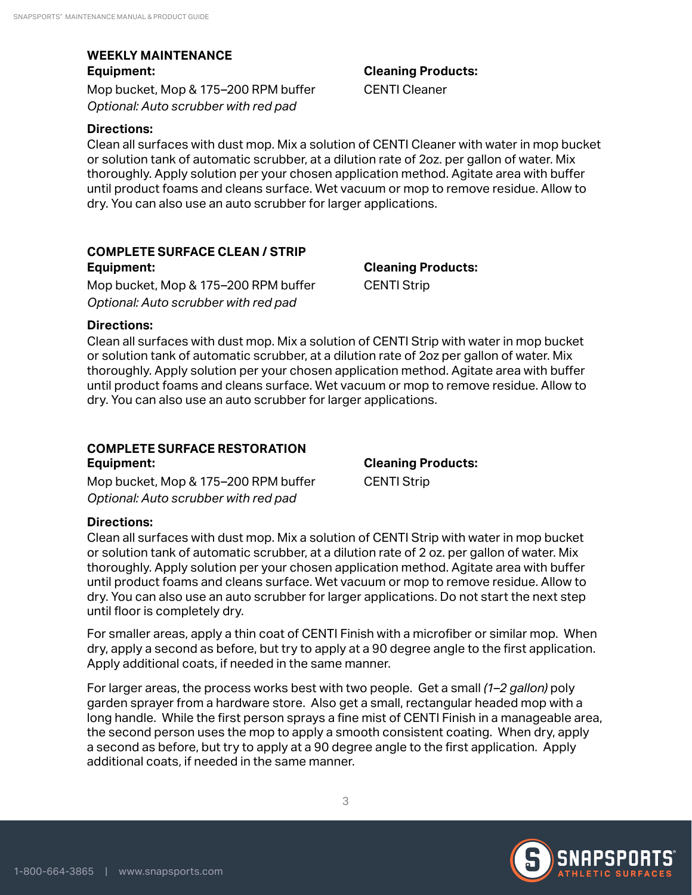## WEEKLY MAINTENANCE

**Equipment:**

Mop bucket, Mop & 175–200 RPM buffer
*Optional: Auto scrubber with red pad*

**Cleaning Products:**

CENTI Cleaner

**Directions:**

Clean all surfaces with dust mop. Mix a solution of CENTI Cleaner with water in mop bucket or solution tank of automatic scrubber, at a dilution rate of 2oz. per gallon of water. Mix thoroughly. Apply solution per your chosen application method. Agitate area with buffer until product foams and cleans surface. Wet vacuum or mop to remove residue. Allow to dry. You can also use an auto scrubber for larger applications.

## COMPLETE SURFACE CLEAN / STRIP

**Equipment:**

Mop bucket, Mop & 175–200 RPM buffer
*Optional: Auto scrubber with red pad*

**Cleaning Products:**

CENTI Strip

**Directions:**

Clean all surfaces with dust mop. Mix a solution of CENTI Strip with water in mop bucket or solution tank of automatic scrubber, at a dilution rate of 2oz per gallon of water. Mix thoroughly. Apply solution per your chosen application method. Agitate area with buffer until product foams and cleans surface. Wet vacuum or mop to remove residue. Allow to dry. You can also use an auto scrubber for larger applications.

## COMPLETE SURFACE RESTORATION

**Equipment:**

Mop bucket, Mop & 175–200 RPM buffer
*Optional: Auto scrubber with red pad*

**Cleaning Products:**

CENTI Strip

**Directions:**

Clean all surfaces with dust mop. Mix a solution of CENTI Strip with water in mop bucket or solution tank of automatic scrubber, at a dilution rate of 2 oz. per gallon of water. Mix thoroughly. Apply solution per your chosen application method. Agitate area with buffer until product foams and cleans surface. Wet vacuum or mop to remove residue. Allow to dry. You can also use an auto scrubber for larger applications. Do not start the next step until floor is completely dry.

For smaller areas, apply a thin coat of CENTI Finish with a microfiber or similar mop. When dry, apply a second as before, but try to apply at a 90 degree angle to the first application. Apply additional coats, if needed in the same manner.

For larger areas, the process works best with two people. Get a small *(1–2 gallon)* poly garden sprayer from a hardware store. Also get a small, rectangular headed mop with a long handle. While the first person sprays a fine mist of CENTI Finish in a manageable area, the second person uses the mop to apply a smooth consistent coating. When dry, apply a second as before, but try to apply at a 90 degree angle to the first application. Apply additional coats, if needed in the same manner.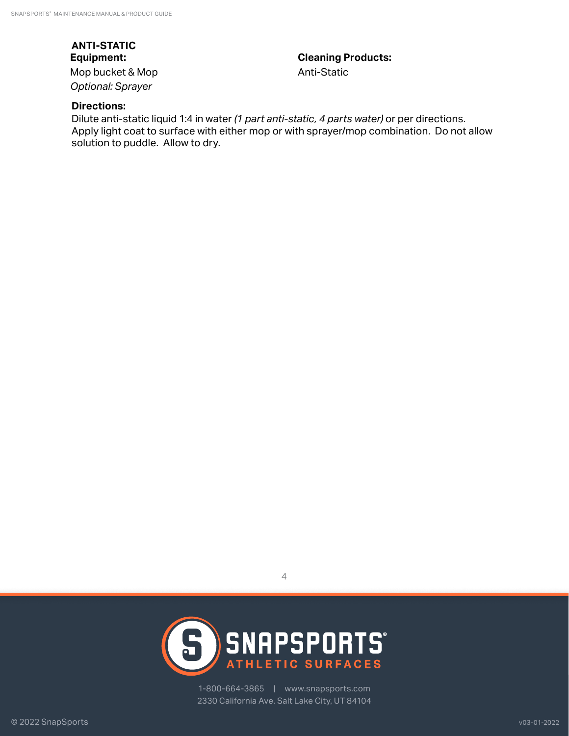## ANTI-STATIC

**Equipment:**

Mop bucket & Mop

*Optional: Sprayer*

**Cleaning Products:**

Anti-Static

**Directions:**

Dilute anti-static liquid 1:4 in water *(1 part anti-static, 4 parts water)* or per directions. Apply light coat to surface with either mop or with sprayer/mop combination. Do not allow solution to puddle. Allow to dry.

SNAPSPORTS®
ATHLETIC SURFACES

1-800-664-3865 | www.snapsports.com
2330 California Ave. Salt Lake City, UT 84104

© 2022 SnapSports

v03-01-2022